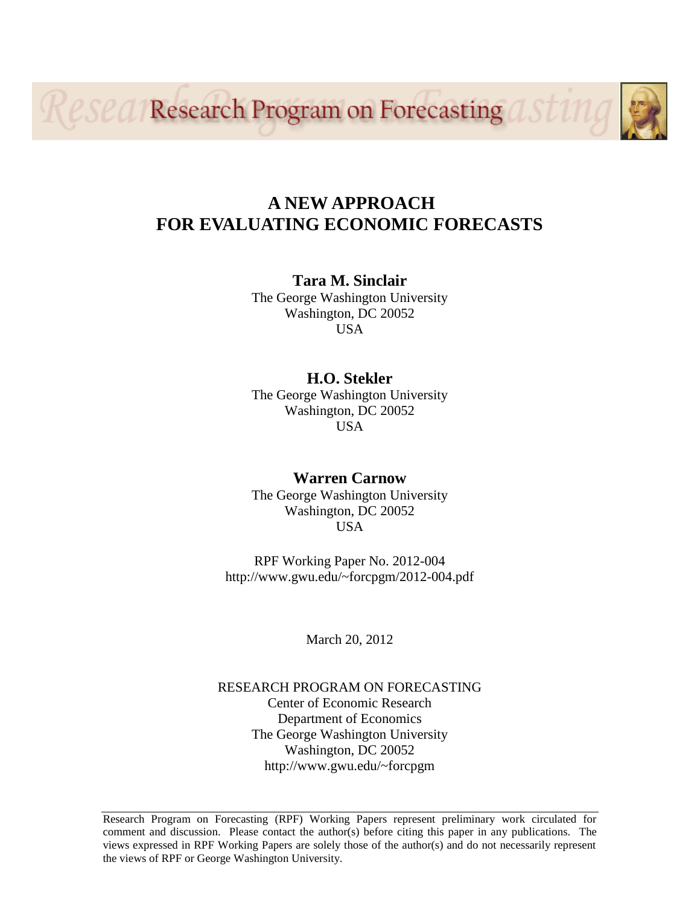Research Program on Forecasting

# A NEW APPROACH FOR EVALUATING ECONOMIC FORECASTS

**Tara M. Sinclair**
The George Washington University
Washington, DC 20052
USA

**H.O. Stekler**
The George Washington University
Washington, DC 20052
USA

**Warren Carnow**
The George Washington University
Washington, DC 20052
USA

RPF Working Paper No. 2012-004
http://www.gwu.edu/~forcpgm/2012-004.pdf

March 20, 2012

RESEARCH PROGRAM ON FORECASTING
Center of Economic Research
Department of Economics
The George Washington University
Washington, DC 20052
http://www.gwu.edu/~forcpgm

Research Program on Forecasting (RPF) Working Papers represent preliminary work circulated for comment and discussion. Please contact the author(s) before citing this paper in any publications. The views expressed in RPF Working Papers are solely those of the author(s) and do not necessarily represent the views of RPF or George Washington University.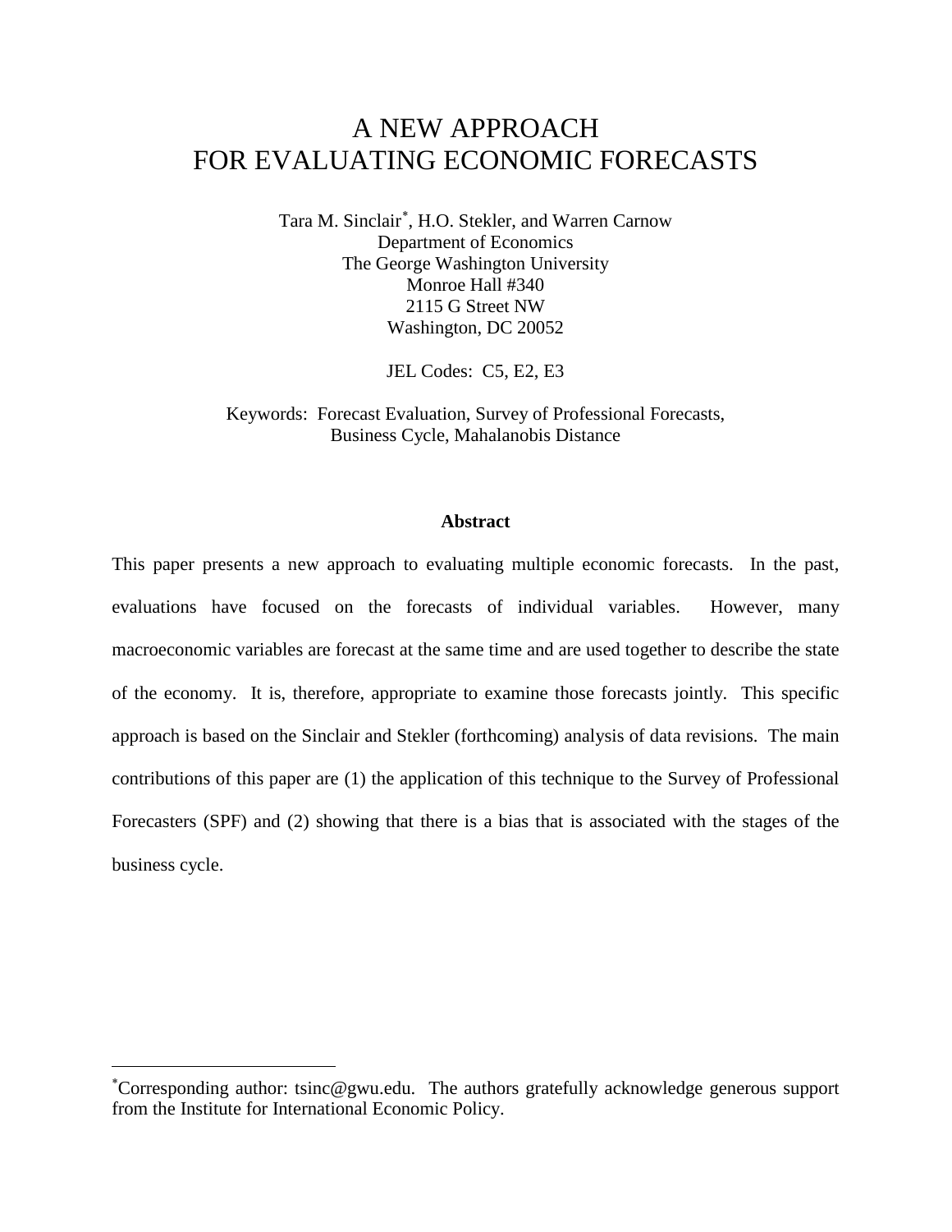# A NEW APPROACH FOR EVALUATING ECONOMIC FORECASTS

Tara M. Sinclair[*], H.O. Stekler, and Warren Carnow
Department of Economics
The George Washington University
Monroe Hall #340
2115 G Street NW
Washington, DC 20052

JEL Codes: C5, E2, E3

Keywords: Forecast Evaluation, Survey of Professional Forecasts, Business Cycle, Mahalanobis Distance

**Abstract**

This paper presents a new approach to evaluating multiple economic forecasts. In the past, evaluations have focused on the forecasts of individual variables. However, many macroeconomic variables are forecast at the same time and are used together to describe the state of the economy. It is, therefore, appropriate to examine those forecasts jointly. This specific approach is based on the Sinclair and Stekler (forthcoming) analysis of data revisions. The main contributions of this paper are (1) the application of this technique to the Survey of Professional Forecasters (SPF) and (2) showing that there is a bias that is associated with the stages of the business cycle.

[*]Corresponding author: tsinc@gwu.edu. The authors gratefully acknowledge generous support from the Institute for International Economic Policy.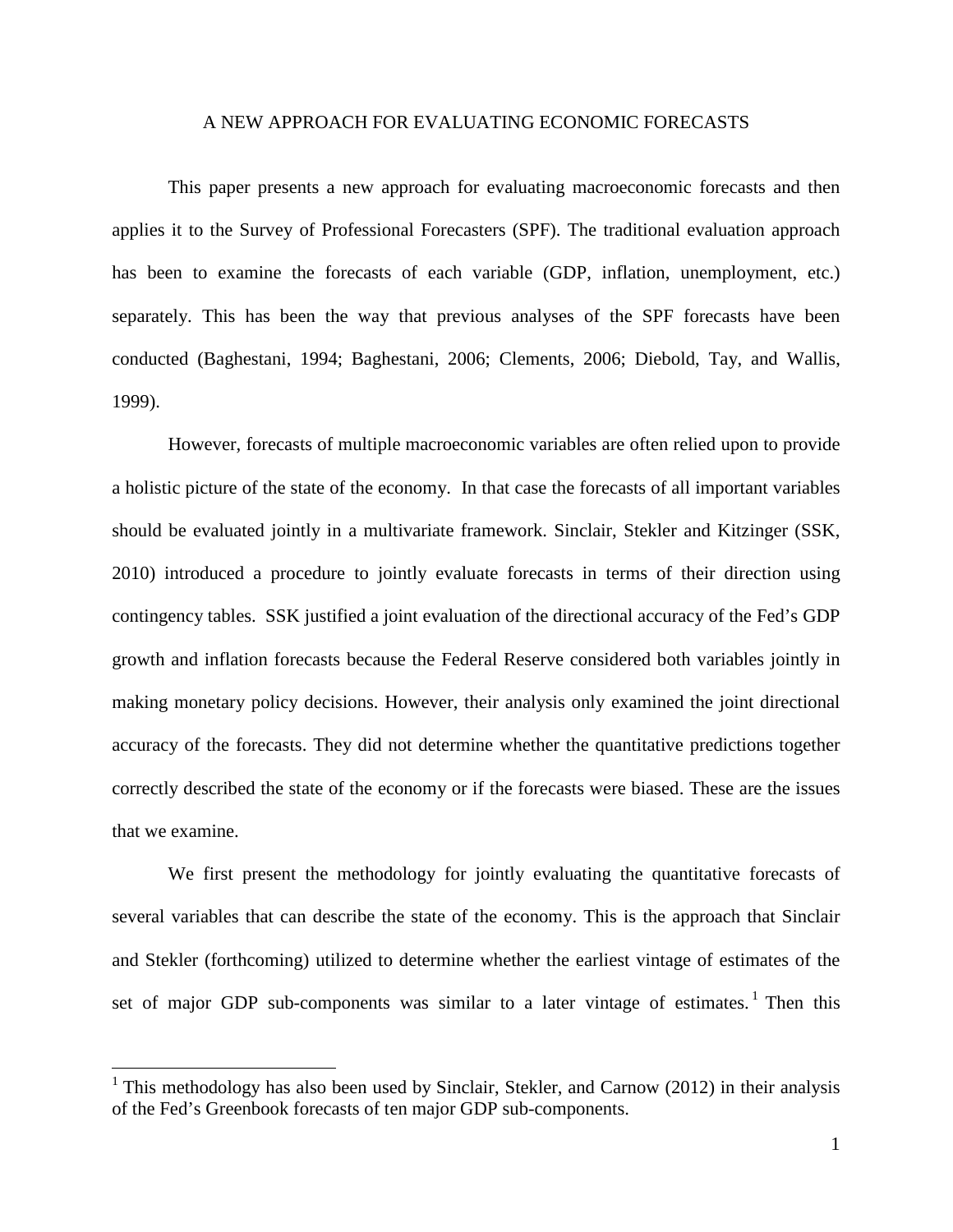# A NEW APPROACH FOR EVALUATING ECONOMIC FORECASTS

This paper presents a new approach for evaluating macroeconomic forecasts and then applies it to the Survey of Professional Forecasters (SPF). The traditional evaluation approach has been to examine the forecasts of each variable (GDP, inflation, unemployment, etc.) separately. This has been the way that previous analyses of the SPF forecasts have been conducted (Baghestani, 1994; Baghestani, 2006; Clements, 2006; Diebold, Tay, and Wallis, 1999).

However, forecasts of multiple macroeconomic variables are often relied upon to provide a holistic picture of the state of the economy. In that case the forecasts of all important variables should be evaluated jointly in a multivariate framework. Sinclair, Stekler and Kitzinger (SSK, 2010) introduced a procedure to jointly evaluate forecasts in terms of their direction using contingency tables. SSK justified a joint evaluation of the directional accuracy of the Fed's GDP growth and inflation forecasts because the Federal Reserve considered both variables jointly in making monetary policy decisions. However, their analysis only examined the joint directional accuracy of the forecasts. They did not determine whether the quantitative predictions together correctly described the state of the economy or if the forecasts were biased. These are the issues that we examine.

We first present the methodology for jointly evaluating the quantitative forecasts of several variables that can describe the state of the economy. This is the approach that Sinclair and Stekler (forthcoming) utilized to determine whether the earliest vintage of estimates of the set of major GDP sub-components was similar to a later vintage of estimates.[1] Then this

[1] This methodology has also been used by Sinclair, Stekler, and Carnow (2012) in their analysis of the Fed's Greenbook forecasts of ten major GDP sub-components.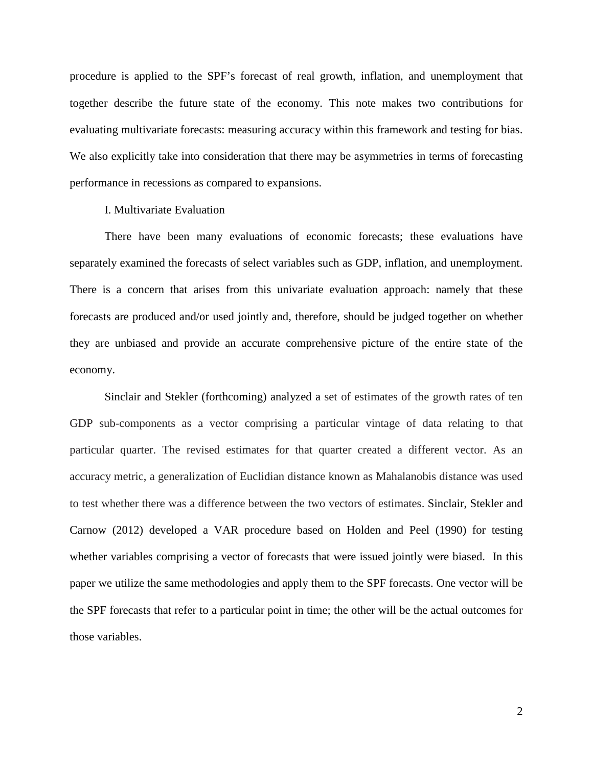procedure is applied to the SPF's forecast of real growth, inflation, and unemployment that together describe the future state of the economy. This note makes two contributions for evaluating multivariate forecasts: measuring accuracy within this framework and testing for bias. We also explicitly take into consideration that there may be asymmetries in terms of forecasting performance in recessions as compared to expansions.

## I. Multivariate Evaluation

There have been many evaluations of economic forecasts; these evaluations have separately examined the forecasts of select variables such as GDP, inflation, and unemployment. There is a concern that arises from this univariate evaluation approach: namely that these forecasts are produced and/or used jointly and, therefore, should be judged together on whether they are unbiased and provide an accurate comprehensive picture of the entire state of the economy.

Sinclair and Stekler (forthcoming) analyzed a set of estimates of the growth rates of ten GDP sub-components as a vector comprising a particular vintage of data relating to that particular quarter. The revised estimates for that quarter created a different vector. As an accuracy metric, a generalization of Euclidian distance known as Mahalanobis distance was used to test whether there was a difference between the two vectors of estimates. Sinclair, Stekler and Carnow (2012) developed a VAR procedure based on Holden and Peel (1990) for testing whether variables comprising a vector of forecasts that were issued jointly were biased. In this paper we utilize the same methodologies and apply them to the SPF forecasts. One vector will be the SPF forecasts that refer to a particular point in time; the other will be the actual outcomes for those variables.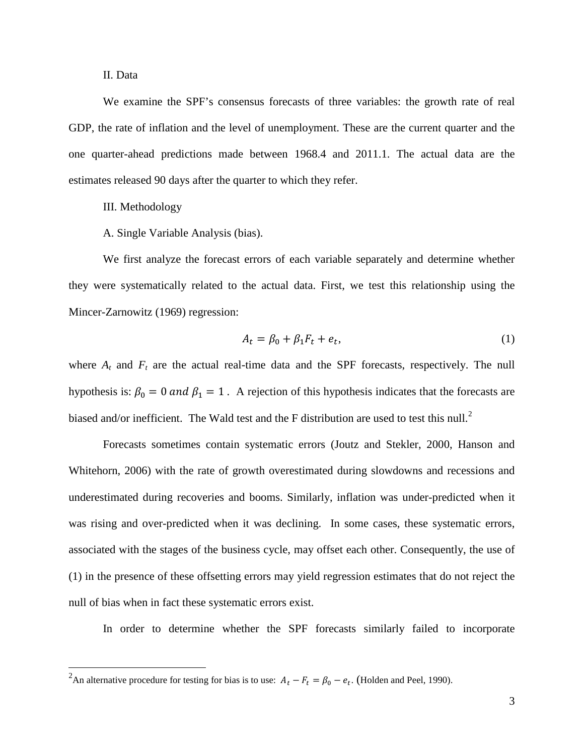## II. Data

We examine the SPF's consensus forecasts of three variables: the growth rate of real GDP, the rate of inflation and the level of unemployment. These are the current quarter and the one quarter-ahead predictions made between 1968.4 and 2011.1. The actual data are the estimates released 90 days after the quarter to which they refer.

## III. Methodology

### A. Single Variable Analysis (bias).

We first analyze the forecast errors of each variable separately and determine whether they were systematically related to the actual data. First, we test this relationship using the Mincer-Zarnowitz (1969) regression:

$$A_t = \beta_0 + \beta_1 F_t + e_t, \tag{1}$$

where $A_t$ and $F_t$ are the actual real-time data and the SPF forecasts, respectively. The null hypothesis is: $\beta_0 = 0 \; and \; \beta_1 = 1$ . A rejection of this hypothesis indicates that the forecasts are biased and/or inefficient. The Wald test and the F distribution are used to test this null.[2]

Forecasts sometimes contain systematic errors (Joutz and Stekler, 2000, Hanson and Whitehorn, 2006) with the rate of growth overestimated during slowdowns and recessions and underestimated during recoveries and booms. Similarly, inflation was under-predicted when it was rising and over-predicted when it was declining. In some cases, these systematic errors, associated with the stages of the business cycle, may offset each other. Consequently, the use of (1) in the presence of these offsetting errors may yield regression estimates that do not reject the null of bias when in fact these systematic errors exist.

In order to determine whether the SPF forecasts similarly failed to incorporate

---

[2] An alternative procedure for testing for bias is to use: $A_t - F_t = \beta_0 - e_t$. (Holden and Peel, 1990).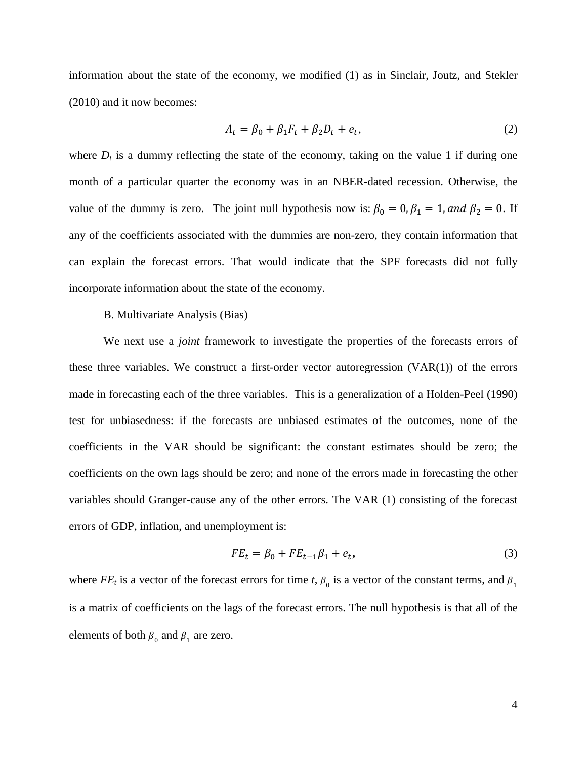information about the state of the economy, we modified (1) as in Sinclair, Joutz, and Stekler (2010) and it now becomes:

$$A_t = \beta_0 + \beta_1 F_t + \beta_2 D_t + e_t, \tag{2}$$

where $D_t$ is a dummy reflecting the state of the economy, taking on the value 1 if during one month of a particular quarter the economy was in an NBER-dated recession. Otherwise, the value of the dummy is zero. The joint null hypothesis now is: $\beta_0 = 0, \beta_1 = 1, and\ \beta_2 = 0$. If any of the coefficients associated with the dummies are non-zero, they contain information that can explain the forecast errors. That would indicate that the SPF forecasts did not fully incorporate information about the state of the economy.

B. Multivariate Analysis (Bias)

We next use a *joint* framework to investigate the properties of the forecasts errors of these three variables. We construct a first-order vector autoregression (VAR(1)) of the errors made in forecasting each of the three variables. This is a generalization of a Holden-Peel (1990) test for unbiasedness: if the forecasts are unbiased estimates of the outcomes, none of the coefficients in the VAR should be significant: the constant estimates should be zero; the coefficients on the own lags should be zero; and none of the errors made in forecasting the other variables should Granger-cause any of the other errors. The VAR (1) consisting of the forecast errors of GDP, inflation, and unemployment is:

$$FE_t = \beta_0 + FE_{t-1}\beta_1 + e_t, \tag{3}$$

where $FE_t$ is a vector of the forecast errors for time $t$, $\beta_0$ is a vector of the constant terms, and $\beta_1$ is a matrix of coefficients on the lags of the forecast errors. The null hypothesis is that all of the elements of both $\beta_0$ and $\beta_1$ are zero.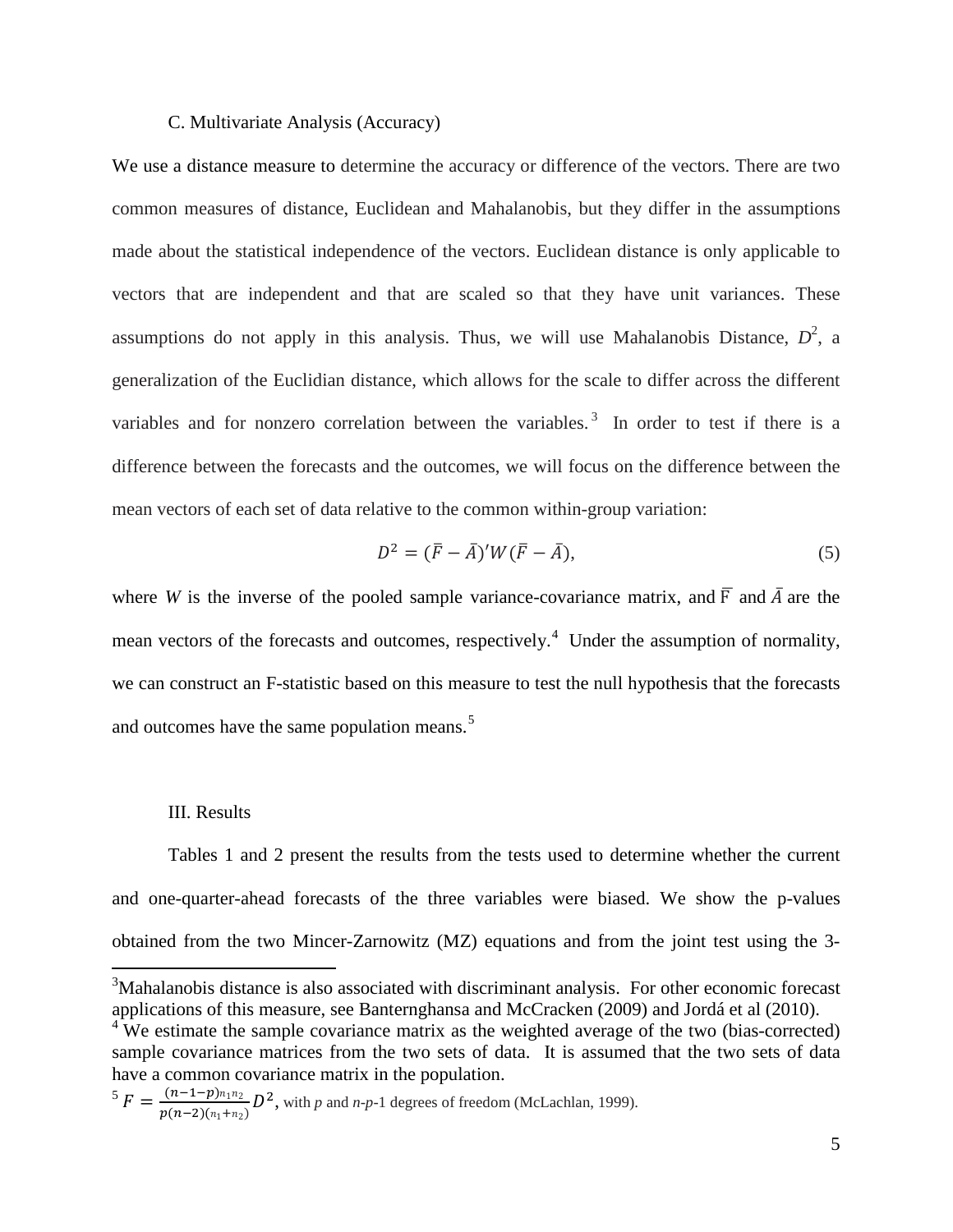### C. Multivariate Analysis (Accuracy)

We use a distance measure to determine the accuracy or difference of the vectors. There are two common measures of distance, Euclidean and Mahalanobis, but they differ in the assumptions made about the statistical independence of the vectors. Euclidean distance is only applicable to vectors that are independent and that are scaled so that they have unit variances. These assumptions do not apply in this analysis. Thus, we will use Mahalanobis Distance, $D^2$, a generalization of the Euclidian distance, which allows for the scale to differ across the different variables and for nonzero correlation between the variables.[3] In order to test if there is a difference between the forecasts and the outcomes, we will focus on the difference between the mean vectors of each set of data relative to the common within-group variation:

$$D^2 = (\bar{F} - \bar{A})' W (\bar{F} - \bar{A}), \tag{5}$$

where $W$ is the inverse of the pooled sample variance-covariance matrix, and $\bar{F}$ and $\bar{A}$ are the mean vectors of the forecasts and outcomes, respectively.[4] Under the assumption of normality, we can construct an F-statistic based on this measure to test the null hypothesis that the forecasts and outcomes have the same population means.[5]

## III. Results

Tables 1 and 2 present the results from the tests used to determine whether the current and one-quarter-ahead forecasts of the three variables were biased. We show the p-values obtained from the two Mincer-Zarnowitz (MZ) equations and from the joint test using the 3-

---

[3] Mahalanobis distance is also associated with discriminant analysis. For other economic forecast applications of this measure, see Banternghansa and McCracken (2009) and Jordá et al (2010).

[4] We estimate the sample covariance matrix as the weighted average of the two (bias-corrected) sample covariance matrices from the two sets of data. It is assumed that the two sets of data have a common covariance matrix in the population.

[5] $F = \frac{(n-1-p)n_1 n_2}{p(n-2)(n_1+n_2)} D^2$, with $p$ and $n$-$p$-1 degrees of freedom (McLachlan, 1999).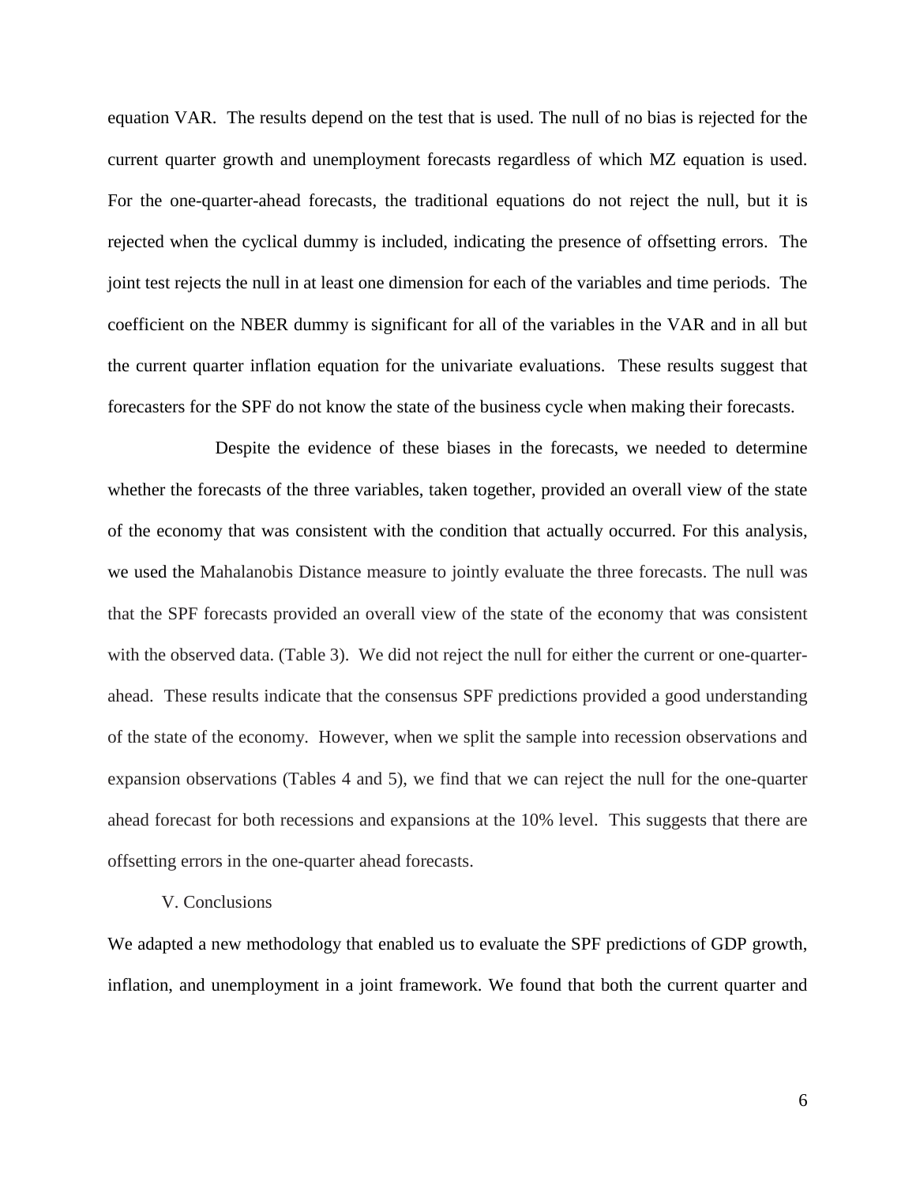equation VAR. The results depend on the test that is used. The null of no bias is rejected for the current quarter growth and unemployment forecasts regardless of which MZ equation is used. For the one-quarter-ahead forecasts, the traditional equations do not reject the null, but it is rejected when the cyclical dummy is included, indicating the presence of offsetting errors. The joint test rejects the null in at least one dimension for each of the variables and time periods. The coefficient on the NBER dummy is significant for all of the variables in the VAR and in all but the current quarter inflation equation for the univariate evaluations. These results suggest that forecasters for the SPF do not know the state of the business cycle when making their forecasts.

Despite the evidence of these biases in the forecasts, we needed to determine whether the forecasts of the three variables, taken together, provided an overall view of the state of the economy that was consistent with the condition that actually occurred. For this analysis, we used the Mahalanobis Distance measure to jointly evaluate the three forecasts. The null was that the SPF forecasts provided an overall view of the state of the economy that was consistent with the observed data. (Table 3). We did not reject the null for either the current or one-quarter-ahead. These results indicate that the consensus SPF predictions provided a good understanding of the state of the economy. However, when we split the sample into recession observations and expansion observations (Tables 4 and 5), we find that we can reject the null for the one-quarter ahead forecast for both recessions and expansions at the 10% level. This suggests that there are offsetting errors in the one-quarter ahead forecasts.

## V. Conclusions

We adapted a new methodology that enabled us to evaluate the SPF predictions of GDP growth, inflation, and unemployment in a joint framework. We found that both the current quarter and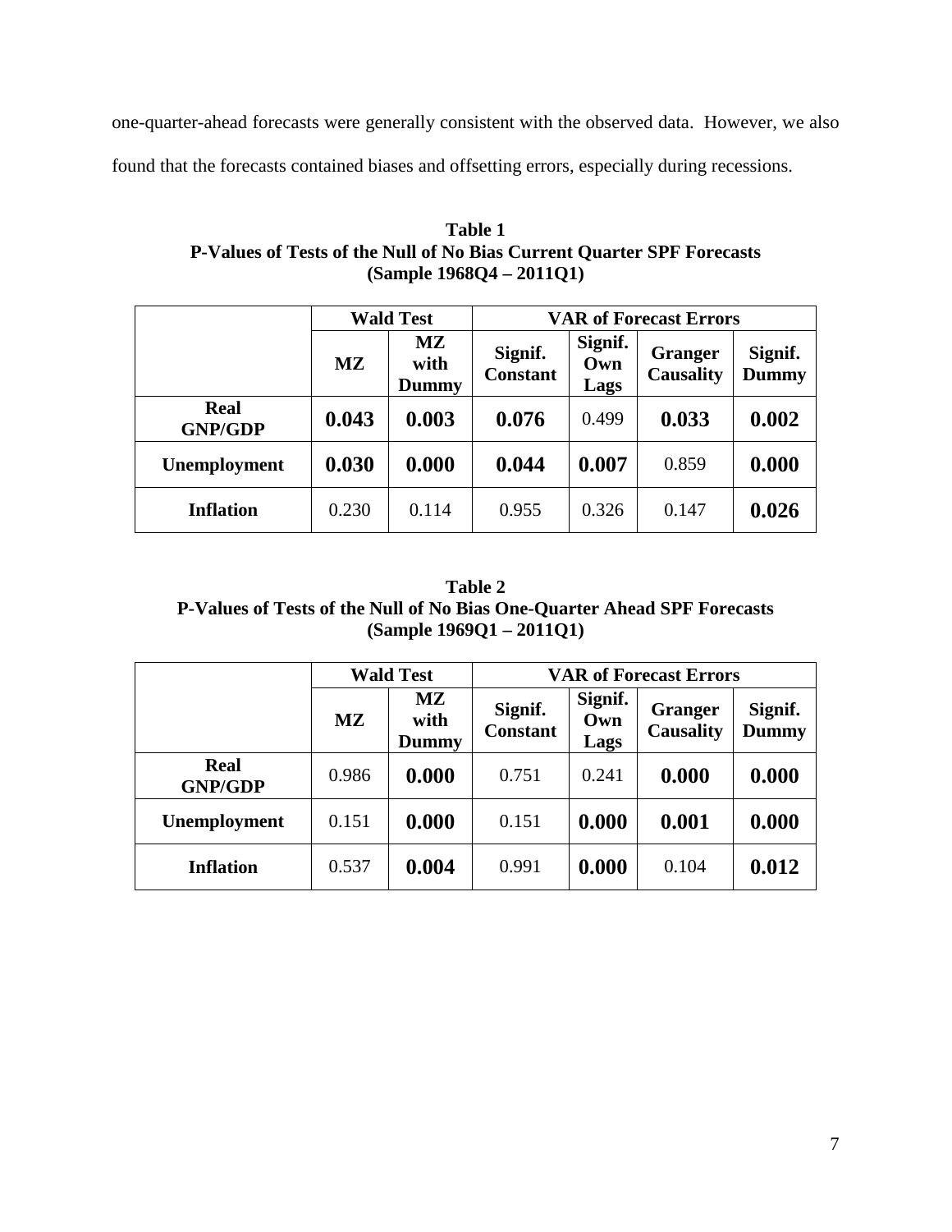one-quarter-ahead forecasts were generally consistent with the observed data. However, we also found that the forecasts contained biases and offsetting errors, especially during recessions.

**Table 1**
**P-Values of Tests of the Null of No Bias Current Quarter SPF Forecasts**
**(Sample 1968Q4 – 2011Q1)**

| | **Wald Test** | | **VAR of Forecast Errors** | | | |
|---|---|---|---|---|---|---|
| | **MZ** | **MZ with Dummy** | **Signif. Constant** | **Signif. Own Lags** | **Granger Causality** | **Signif. Dummy** |
| **Real GNP/GDP** | **0.043** | **0.003** | **0.076** | 0.499 | **0.033** | **0.002** |
| **Unemployment** | **0.030** | **0.000** | **0.044** | **0.007** | 0.859 | **0.000** |
| **Inflation** | 0.230 | 0.114 | 0.955 | 0.326 | 0.147 | **0.026** |

**Table 2**
**P-Values of Tests of the Null of No Bias One-Quarter Ahead SPF Forecasts**
**(Sample 1969Q1 – 2011Q1)**

| | **Wald Test** | | **VAR of Forecast Errors** | | | |
|---|---|---|---|---|---|---|
| | **MZ** | **MZ with Dummy** | **Signif. Constant** | **Signif. Own Lags** | **Granger Causality** | **Signif. Dummy** |
| **Real GNP/GDP** | 0.986 | **0.000** | 0.751 | 0.241 | **0.000** | **0.000** |
| **Unemployment** | 0.151 | **0.000** | 0.151 | **0.000** | **0.001** | **0.000** |
| **Inflation** | 0.537 | **0.004** | 0.991 | **0.000** | 0.104 | **0.012** |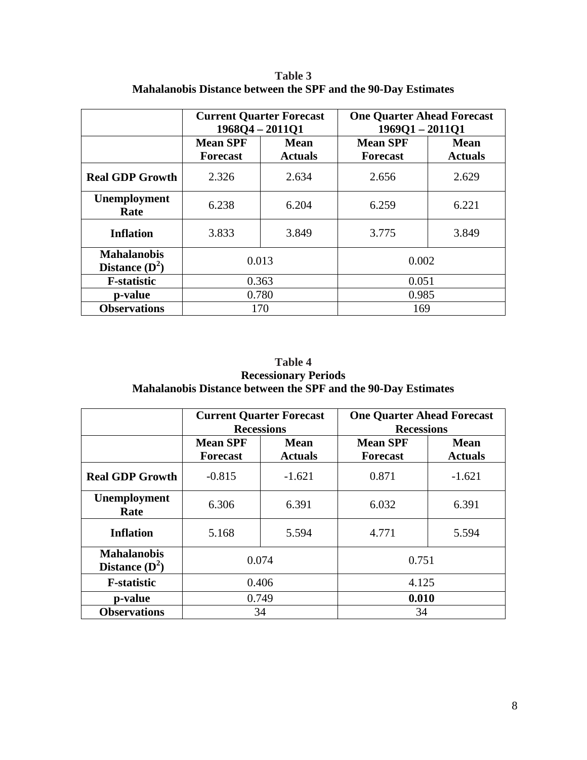**Table 3**
**Mahalanobis Distance between the SPF and the 90-Day Estimates**

| | **Current Quarter Forecast 1968Q4 – 2011Q1** | | **One Quarter Ahead Forecast 1969Q1 – 2011Q1** | |
|---|---|---|---|---|
| | **Mean SPF Forecast** | **Mean Actuals** | **Mean SPF Forecast** | **Mean Actuals** |
| **Real GDP Growth** | 2.326 | 2.634 | 2.656 | 2.629 |
| **Unemployment Rate** | 6.238 | 6.204 | 6.259 | 6.221 |
| **Inflation** | 3.833 | 3.849 | 3.775 | 3.849 |
| **Mahalanobis Distance ($D^2$)** | 0.013 | | 0.002 | |
| **F-statistic** | 0.363 | | 0.051 | |
| **p-value** | 0.780 | | 0.985 | |
| **Observations** | 170 | | 169 | |

**Table 4**
**Recessionary Periods**
**Mahalanobis Distance between the SPF and the 90-Day Estimates**

| | **Current Quarter Forecast Recessions** | | **One Quarter Ahead Forecast Recessions** | |
|---|---|---|---|---|
| | **Mean SPF Forecast** | **Mean Actuals** | **Mean SPF Forecast** | **Mean Actuals** |
| **Real GDP Growth** | -0.815 | -1.621 | 0.871 | -1.621 |
| **Unemployment Rate** | 6.306 | 6.391 | 6.032 | 6.391 |
| **Inflation** | 5.168 | 5.594 | 4.771 | 5.594 |
| **Mahalanobis Distance ($D^2$)** | 0.074 | | 0.751 | |
| **F-statistic** | 0.406 | | 4.125 | |
| **p-value** | 0.749 | | **0.010** | |
| **Observations** | 34 | | 34 | |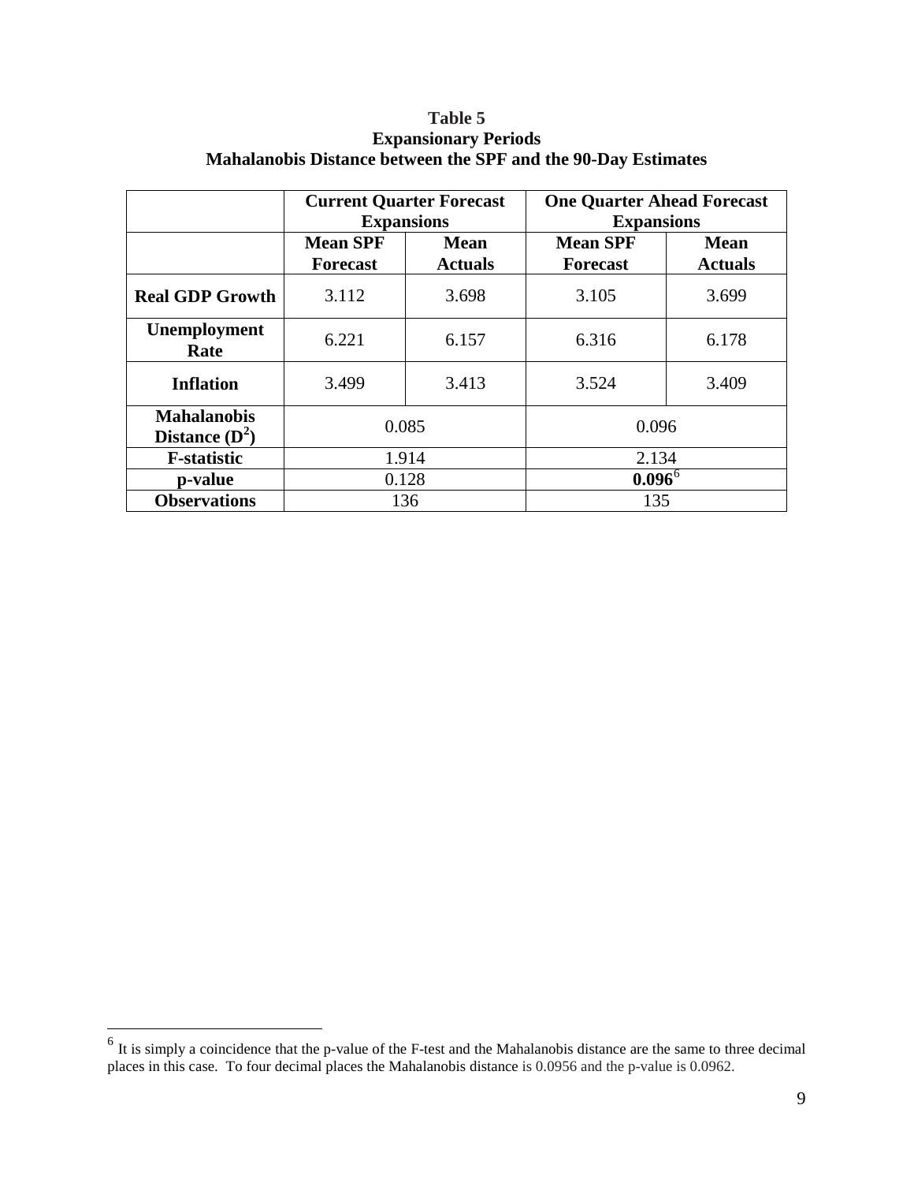**Table 5**
**Expansionary Periods**
**Mahalanobis Distance between the SPF and the 90-Day Estimates**

| | **Current Quarter Forecast Expansions** | | **One Quarter Ahead Forecast Expansions** | |
|---|---|---|---|---|
| | **Mean SPF Forecast** | **Mean Actuals** | **Mean SPF Forecast** | **Mean Actuals** |
| **Real GDP Growth** | 3.112 | 3.698 | 3.105 | 3.699 |
| **Unemployment Rate** | 6.221 | 6.157 | 6.316 | 6.178 |
| **Inflation** | 3.499 | 3.413 | 3.524 | 3.409 |
| **Mahalanobis Distance ($D^2$)** | 0.085 | | 0.096 | |
| **F-statistic** | 1.914 | | 2.134 | |
| **p-value** | 0.128 | | **0.096**[6] | |
| **Observations** | 136 | | 135 | |

---

[6] It is simply a coincidence that the p-value of the F-test and the Mahalanobis distance are the same to three decimal places in this case. To four decimal places the Mahalanobis distance is 0.0956 and the p-value is 0.0962.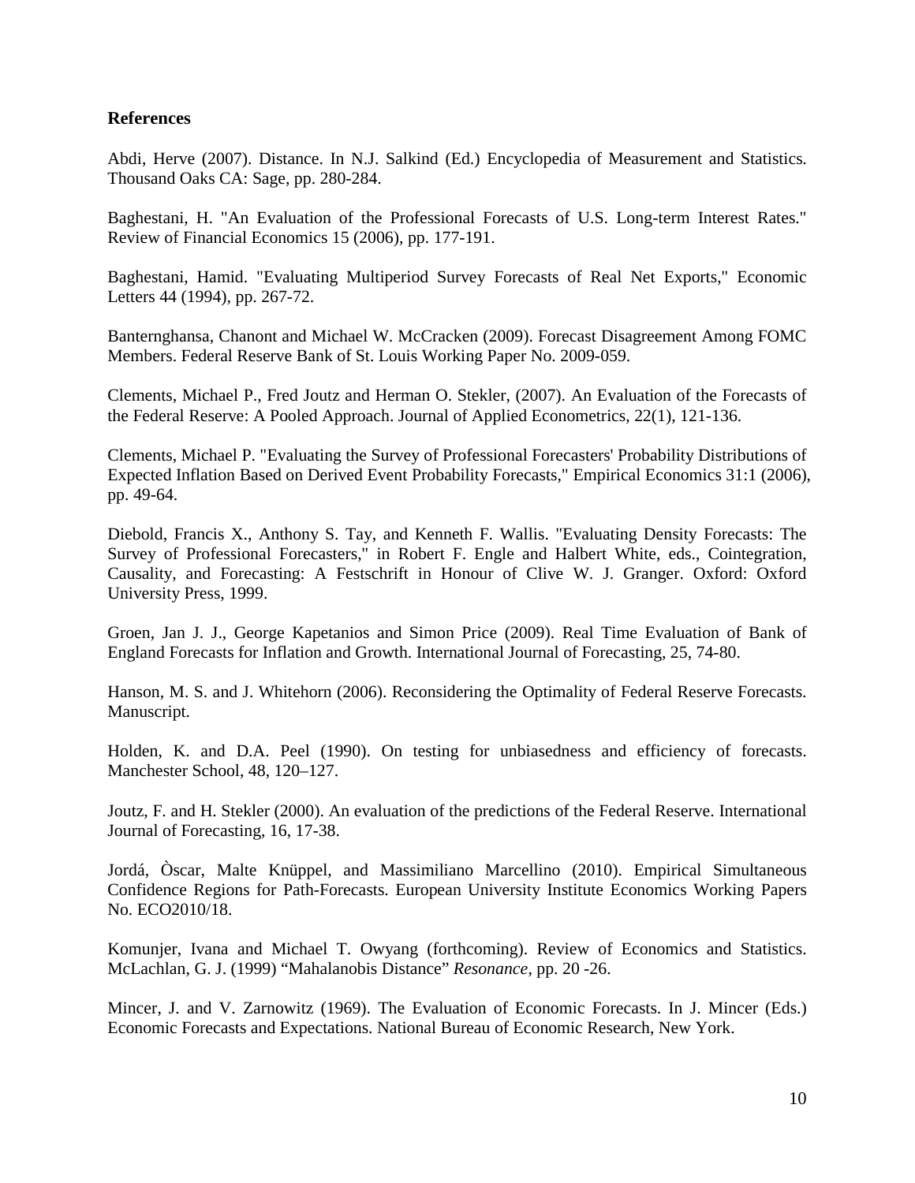**References**

Abdi, Herve (2007). Distance. In N.J. Salkind (Ed.) Encyclopedia of Measurement and Statistics. Thousand Oaks CA: Sage, pp. 280-284.

Baghestani, H. "An Evaluation of the Professional Forecasts of U.S. Long-term Interest Rates." Review of Financial Economics 15 (2006), pp. 177-191.

Baghestani, Hamid. "Evaluating Multiperiod Survey Forecasts of Real Net Exports," Economic Letters 44 (1994), pp. 267-72.

Banternghansa, Chanont and Michael W. McCracken (2009). Forecast Disagreement Among FOMC Members. Federal Reserve Bank of St. Louis Working Paper No. 2009-059.

Clements, Michael P., Fred Joutz and Herman O. Stekler, (2007). An Evaluation of the Forecasts of the Federal Reserve: A Pooled Approach. Journal of Applied Econometrics, 22(1), 121-136.

Clements, Michael P. "Evaluating the Survey of Professional Forecasters' Probability Distributions of Expected Inflation Based on Derived Event Probability Forecasts," Empirical Economics 31:1 (2006), pp. 49-64.

Diebold, Francis X., Anthony S. Tay, and Kenneth F. Wallis. "Evaluating Density Forecasts: The Survey of Professional Forecasters," in Robert F. Engle and Halbert White, eds., Cointegration, Causality, and Forecasting: A Festschrift in Honour of Clive W. J. Granger. Oxford: Oxford University Press, 1999.

Groen, Jan J. J., George Kapetanios and Simon Price (2009). Real Time Evaluation of Bank of England Forecasts for Inflation and Growth. International Journal of Forecasting, 25, 74-80.

Hanson, M. S. and J. Whitehorn (2006). Reconsidering the Optimality of Federal Reserve Forecasts. Manuscript.

Holden, K. and D.A. Peel (1990). On testing for unbiasedness and efficiency of forecasts. Manchester School, 48, 120–127.

Joutz, F. and H. Stekler (2000). An evaluation of the predictions of the Federal Reserve. International Journal of Forecasting, 16, 17-38.

Jordá, Òscar, Malte Knüppel, and Massimiliano Marcellino (2010). Empirical Simultaneous Confidence Regions for Path-Forecasts. European University Institute Economics Working Papers No. ECO2010/18.

Komunjer, Ivana and Michael T. Owyang (forthcoming). Review of Economics and Statistics. McLachlan, G. J. (1999) "Mahalanobis Distance" *Resonance*, pp. 20 -26.

Mincer, J. and V. Zarnowitz (1969). The Evaluation of Economic Forecasts. In J. Mincer (Eds.) Economic Forecasts and Expectations. National Bureau of Economic Research, New York.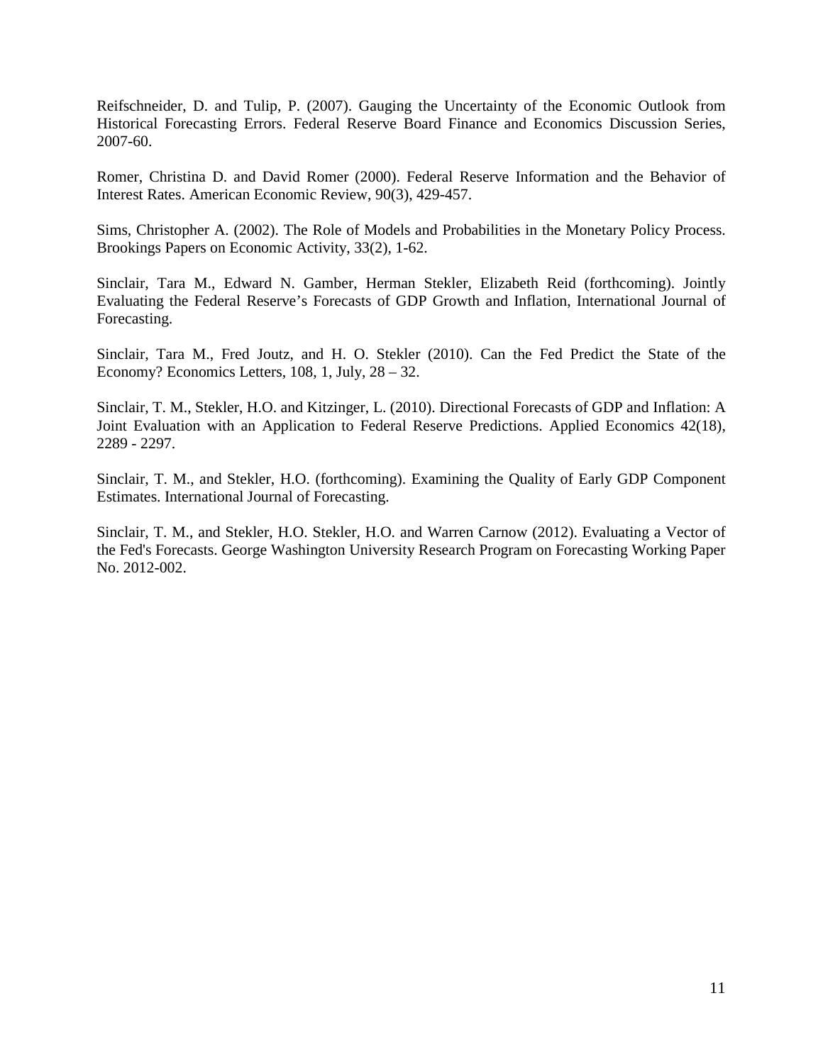Reifschneider, D. and Tulip, P. (2007). Gauging the Uncertainty of the Economic Outlook from Historical Forecasting Errors. Federal Reserve Board Finance and Economics Discussion Series, 2007-60.

Romer, Christina D. and David Romer (2000). Federal Reserve Information and the Behavior of Interest Rates. American Economic Review, 90(3), 429-457.

Sims, Christopher A. (2002). The Role of Models and Probabilities in the Monetary Policy Process. Brookings Papers on Economic Activity, 33(2), 1-62.

Sinclair, Tara M., Edward N. Gamber, Herman Stekler, Elizabeth Reid (forthcoming). Jointly Evaluating the Federal Reserve's Forecasts of GDP Growth and Inflation, International Journal of Forecasting.

Sinclair, Tara M., Fred Joutz, and H. O. Stekler (2010). Can the Fed Predict the State of the Economy? Economics Letters, 108, 1, July, 28 – 32.

Sinclair, T. M., Stekler, H.O. and Kitzinger, L. (2010). Directional Forecasts of GDP and Inflation: A Joint Evaluation with an Application to Federal Reserve Predictions. Applied Economics 42(18), 2289 - 2297.

Sinclair, T. M., and Stekler, H.O. (forthcoming). Examining the Quality of Early GDP Component Estimates. International Journal of Forecasting.

Sinclair, T. M., and Stekler, H.O. Stekler, H.O. and Warren Carnow (2012). Evaluating a Vector of the Fed's Forecasts. George Washington University Research Program on Forecasting Working Paper No. 2012-002.